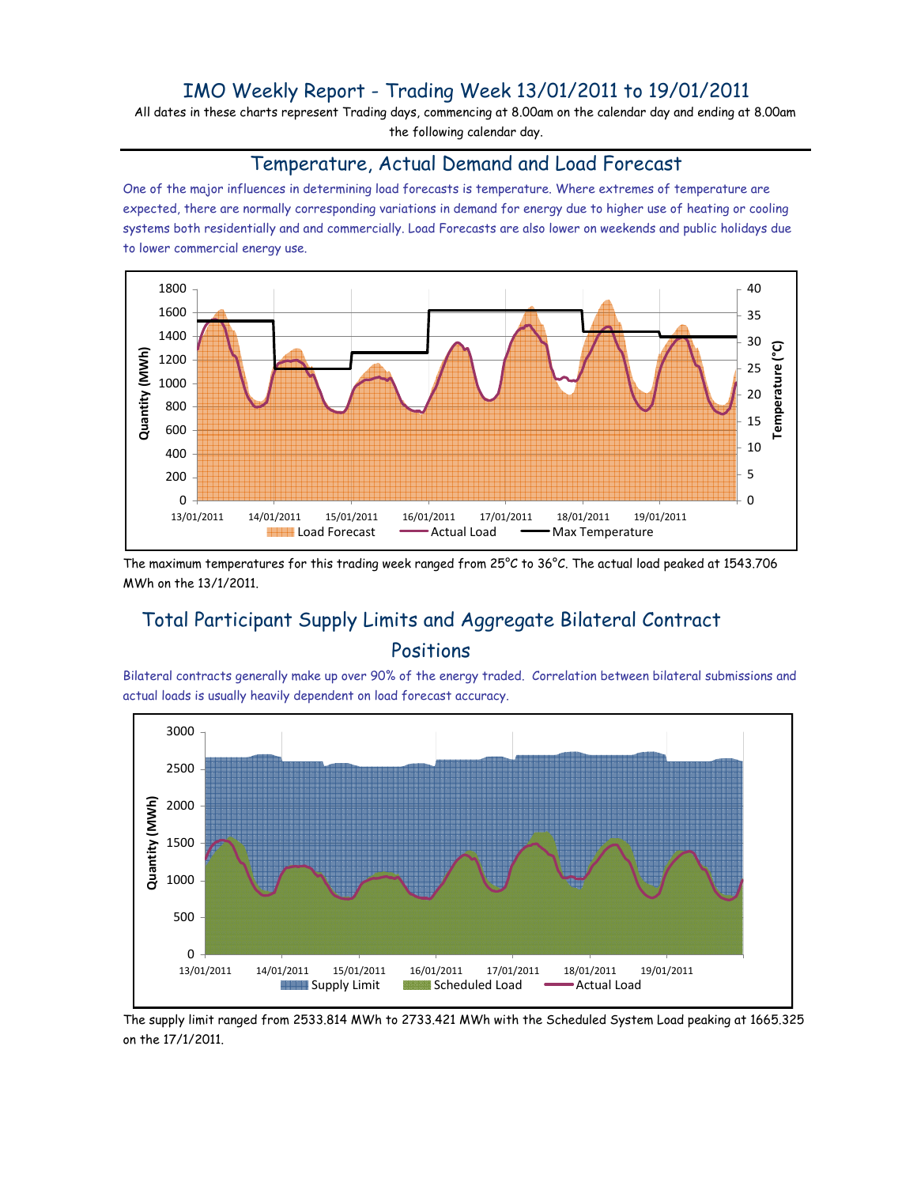# IMO Weekly Report - Trading Week 13/01/2011 to 19/01/2011

All dates in these charts represent Trading days, commencing at 8.00am on the calendar day and ending at 8.00am the following calendar day.

## Temperature, Actual Demand and Load Forecast

One of the major influences in determining load forecasts is temperature. Where extremes of temperature are expected, there are normally corresponding variations in demand for energy due to higher use of heating or cooling systems both residentially and and commercially. Load Forecasts are also lower on weekends and public holidays due to lower commercial energy use.

The maximum temperatures for this trading week ranged from 25°C to 36°C. The actual load peaked at 1543.706 MWh on the 13/1/2011.

## Total Participant Supply Limits and Aggregate Bilateral Contract Positions

Bilateral contracts generally make up over 90% of the energy traded. Correlation between bilateral submissions and actual loads is usually heavily dependent on load forecast accuracy.

The supply limit ranged from 2533.814 MWh to 2733.421 MWh with the Scheduled System Load peaking at 1665.325 on the 17/1/2011.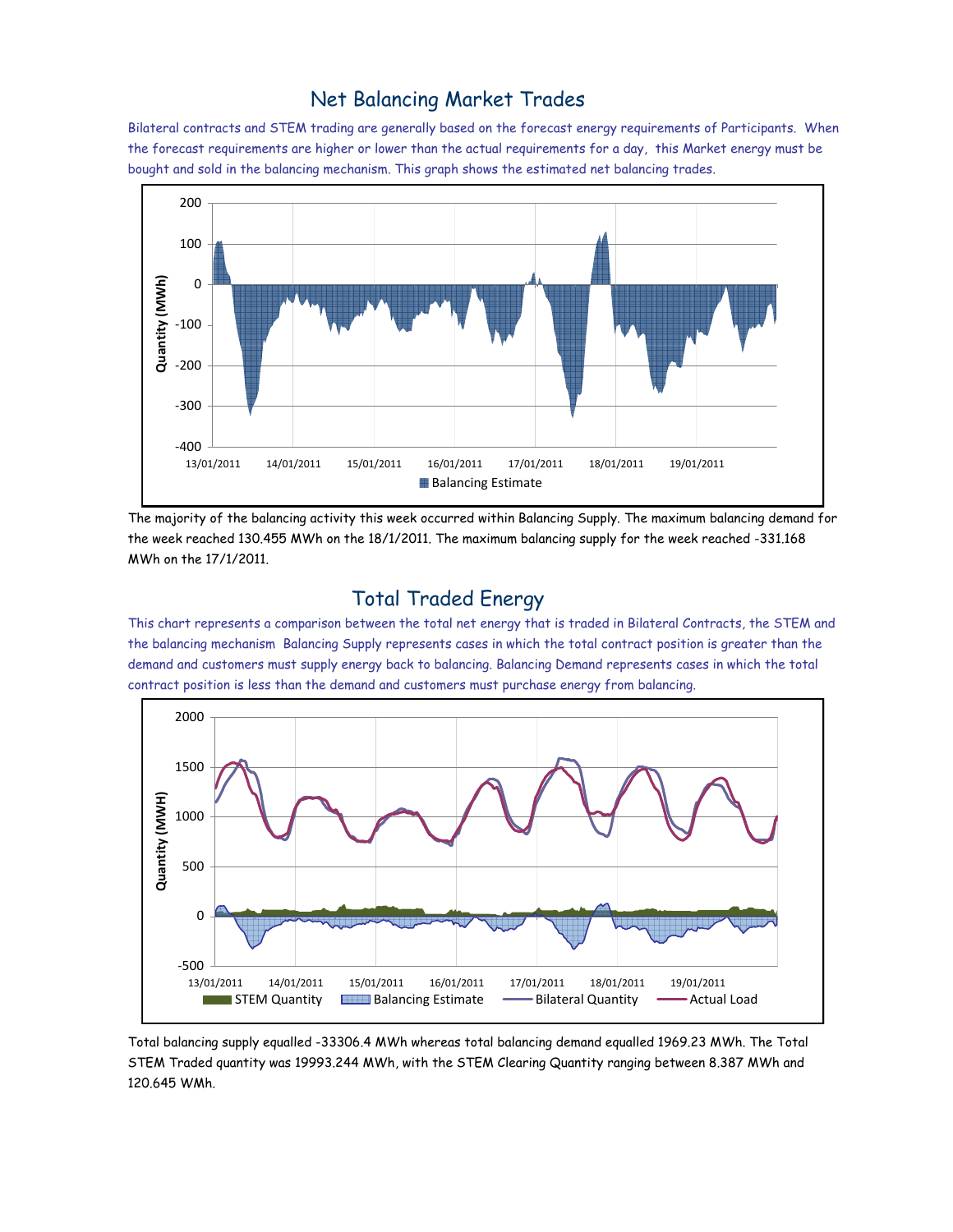# Net Balancing Market Trades

Bilateral contracts and STEM trading are generally based on the forecast energy requirements of Participants. When the forecast requirements are higher or lower than the actual requirements for a day, this Market energy must be bought and sold in the balancing mechanism. This graph shows the estimated net balancing trades.

The majority of the balancing activity this week occurred within Balancing Supply. The maximum balancing demand for the week reached 130.455 MWh on the 18/1/2011. The maximum balancing supply for the week reached -331.168 MWh on the 17/1/2011.

# Total Traded Energy

This chart represents a comparison between the total net energy that is traded in Bilateral Contracts, the STEM and the balancing mechanism Balancing Supply represents cases in which the total contract position is greater than the demand and customers must supply energy back to balancing. Balancing Demand represents cases in which the total contract position is less than the demand and customers must purchase energy from balancing.

Total balancing supply equalled -33306.4 MWh whereas total balancing demand equalled 1969.23 MWh. The Total STEM Traded quantity was 19993.244 MWh, with the STEM Clearing Quantity ranging between 8.387 MWh and 120.645 WMh.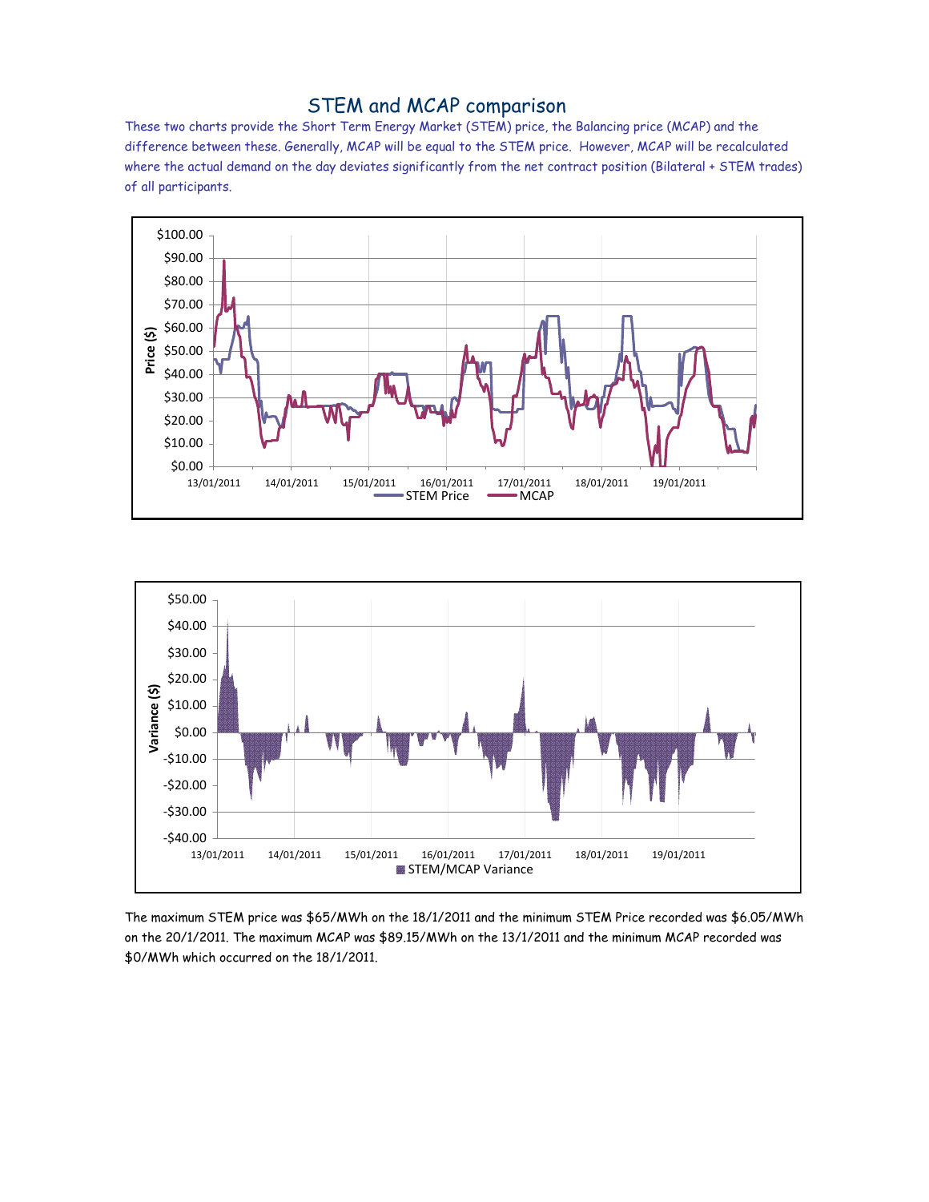# STEM and MCAP comparison

These two charts provide the Short Term Energy Market (STEM) price, the Balancing price (MCAP) and the difference between these. Generally, MCAP will be equal to the STEM price. However, MCAP will be recalculated where the actual demand on the day deviates significantly from the net contract position (Bilateral + STEM trades) of all participants.

Price ($)

$100.00
$90.00
$80.00
$70.00
$60.00
$50.00
$40.00
$30.00
$20.00
$10.00
$0.00

13/01/2011 14/01/2011 15/01/2011 16/01/2011 17/01/2011 18/01/2011 19/01/2011

STEM Price MCAP

Variance ($)

$50.00
$40.00
$30.00
$20.00
$10.00
$0.00
-$10.00
-$20.00
-$30.00
-$40.00

13/01/2011 14/01/2011 15/01/2011 16/01/2011 17/01/2011 18/01/2011 19/01/2011

STEM/MCAP Variance

The maximum STEM price was $65/MWh on the 18/1/2011 and the minimum STEM Price recorded was $6.05/MWh on the 20/1/2011. The maximum MCAP was $89.15/MWh on the 13/1/2011 and the minimum MCAP recorded was $0/MWh which occurred on the 18/1/2011.